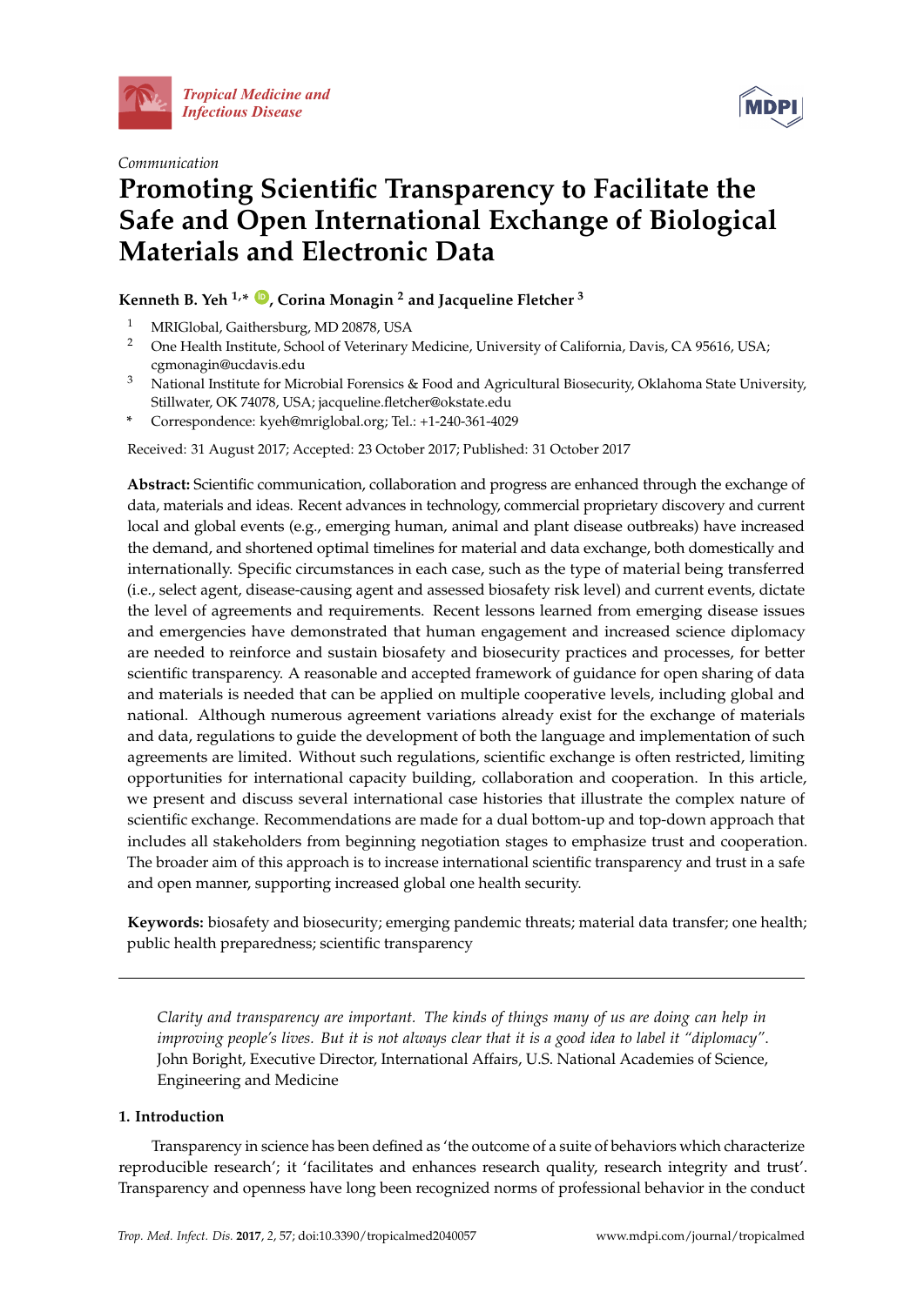Communication

# Promoting Scientific Transparency to Facilitate the Safe and Open International Exchange of Biological Materials and Electronic Data

**Kenneth B. Yeh [1,*], Corina Monagin [2] and Jacqueline Fletcher [3]**

1. MRIGlobal, Gaithersburg, MD 20878, USA
2. One Health Institute, School of Veterinary Medicine, University of California, Davis, CA 95616, USA; cgmonagin@ucdavis.edu
3. National Institute for Microbial Forensics & Food and Agricultural Biosecurity, Oklahoma State University, Stillwater, OK 74078, USA; jacqueline.fletcher@okstate.edu

\* Correspondence: kyeh@mriglobal.org; Tel.: +1-240-361-4029

Received: 31 August 2017; Accepted: 23 October 2017; Published: 31 October 2017

**Abstract:** Scientific communication, collaboration and progress are enhanced through the exchange of data, materials and ideas. Recent advances in technology, commercial proprietary discovery and current local and global events (e.g., emerging human, animal and plant disease outbreaks) have increased the demand, and shortened optimal timelines for material and data exchange, both domestically and internationally. Specific circumstances in each case, such as the type of material being transferred (i.e., select agent, disease-causing agent and assessed biosafety risk level) and current events, dictate the level of agreements and requirements. Recent lessons learned from emerging disease issues and emergencies have demonstrated that human engagement and increased science diplomacy are needed to reinforce and sustain biosafety and biosecurity practices and processes, for better scientific transparency. A reasonable and accepted framework of guidance for open sharing of data and materials is needed that can be applied on multiple cooperative levels, including global and national. Although numerous agreement variations already exist for the exchange of materials and data, regulations to guide the development of both the language and implementation of such agreements are limited. Without such regulations, scientific exchange is often restricted, limiting opportunities for international capacity building, collaboration and cooperation. In this article, we present and discuss several international case histories that illustrate the complex nature of scientific exchange. Recommendations are made for a dual bottom-up and top-down approach that includes all stakeholders from beginning negotiation stages to emphasize trust and cooperation. The broader aim of this approach is to increase international scientific transparency and trust in a safe and open manner, supporting increased global one health security.

**Keywords:** biosafety and biosecurity; emerging pandemic threats; material data transfer; one health; public health preparedness; scientific transparency

---

> *Clarity and transparency are important. The kinds of things many of us are doing can help in improving people's lives. But it is not always clear that it is a good idea to label it "diplomacy".*
> John Boright, Executive Director, International Affairs, U.S. National Academies of Science, Engineering and Medicine

## 1. Introduction

Transparency in science has been defined as 'the outcome of a suite of behaviors which characterize reproducible research'; it 'facilitates and enhances research quality, research integrity and trust'. Transparency and openness have long been recognized norms of professional behavior in the conduct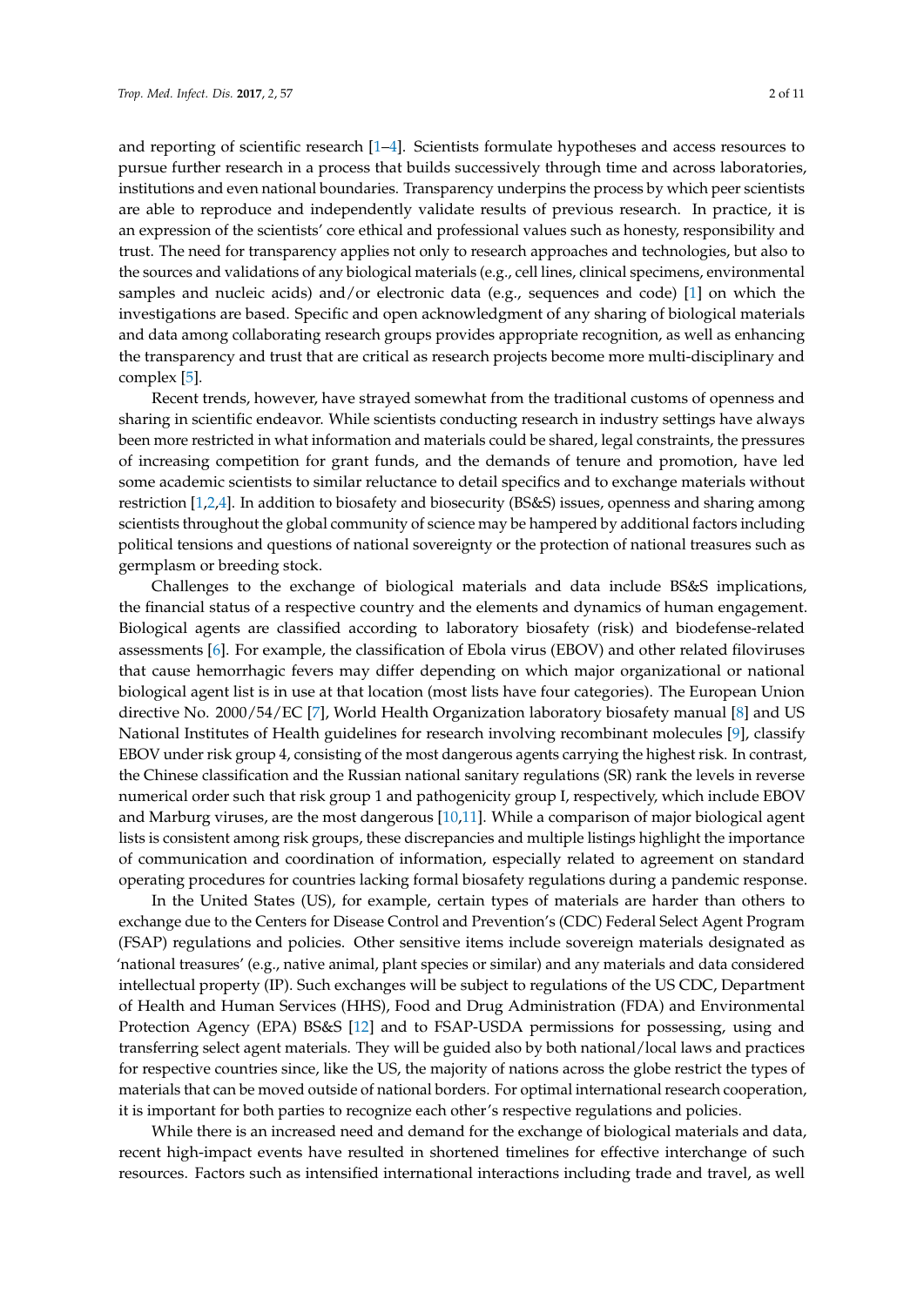and reporting of scientific research [1–4]. Scientists formulate hypotheses and access resources to pursue further research in a process that builds successively through time and across laboratories, institutions and even national boundaries. Transparency underpins the process by which peer scientists are able to reproduce and independently validate results of previous research. In practice, it is an expression of the scientists' core ethical and professional values such as honesty, responsibility and trust. The need for transparency applies not only to research approaches and technologies, but also to the sources and validations of any biological materials (e.g., cell lines, clinical specimens, environmental samples and nucleic acids) and/or electronic data (e.g., sequences and code) [1] on which the investigations are based. Specific and open acknowledgment of any sharing of biological materials and data among collaborating research groups provides appropriate recognition, as well as enhancing the transparency and trust that are critical as research projects become more multi-disciplinary and complex [5].

Recent trends, however, have strayed somewhat from the traditional customs of openness and sharing in scientific endeavor. While scientists conducting research in industry settings have always been more restricted in what information and materials could be shared, legal constraints, the pressures of increasing competition for grant funds, and the demands of tenure and promotion, have led some academic scientists to similar reluctance to detail specifics and to exchange materials without restriction [1,2,4]. In addition to biosafety and biosecurity (BS&S) issues, openness and sharing among scientists throughout the global community of science may be hampered by additional factors including political tensions and questions of national sovereignty or the protection of national treasures such as germplasm or breeding stock.

Challenges to the exchange of biological materials and data include BS&S implications, the financial status of a respective country and the elements and dynamics of human engagement. Biological agents are classified according to laboratory biosafety (risk) and biodefense-related assessments [6]. For example, the classification of Ebola virus (EBOV) and other related filoviruses that cause hemorrhagic fevers may differ depending on which major organizational or national biological agent list is in use at that location (most lists have four categories). The European Union directive No. 2000/54/EC [7], World Health Organization laboratory biosafety manual [8] and US National Institutes of Health guidelines for research involving recombinant molecules [9], classify EBOV under risk group 4, consisting of the most dangerous agents carrying the highest risk. In contrast, the Chinese classification and the Russian national sanitary regulations (SR) rank the levels in reverse numerical order such that risk group 1 and pathogenicity group I, respectively, which include EBOV and Marburg viruses, are the most dangerous [10,11]. While a comparison of major biological agent lists is consistent among risk groups, these discrepancies and multiple listings highlight the importance of communication and coordination of information, especially related to agreement on standard operating procedures for countries lacking formal biosafety regulations during a pandemic response.

In the United States (US), for example, certain types of materials are harder than others to exchange due to the Centers for Disease Control and Prevention's (CDC) Federal Select Agent Program (FSAP) regulations and policies. Other sensitive items include sovereign materials designated as 'national treasures' (e.g., native animal, plant species or similar) and any materials and data considered intellectual property (IP). Such exchanges will be subject to regulations of the US CDC, Department of Health and Human Services (HHS), Food and Drug Administration (FDA) and Environmental Protection Agency (EPA) BS&S [12] and to FSAP-USDA permissions for possessing, using and transferring select agent materials. They will be guided also by both national/local laws and practices for respective countries since, like the US, the majority of nations across the globe restrict the types of materials that can be moved outside of national borders. For optimal international research cooperation, it is important for both parties to recognize each other's respective regulations and policies.

While there is an increased need and demand for the exchange of biological materials and data, recent high-impact events have resulted in shortened timelines for effective interchange of such resources. Factors such as intensified international interactions including trade and travel, as well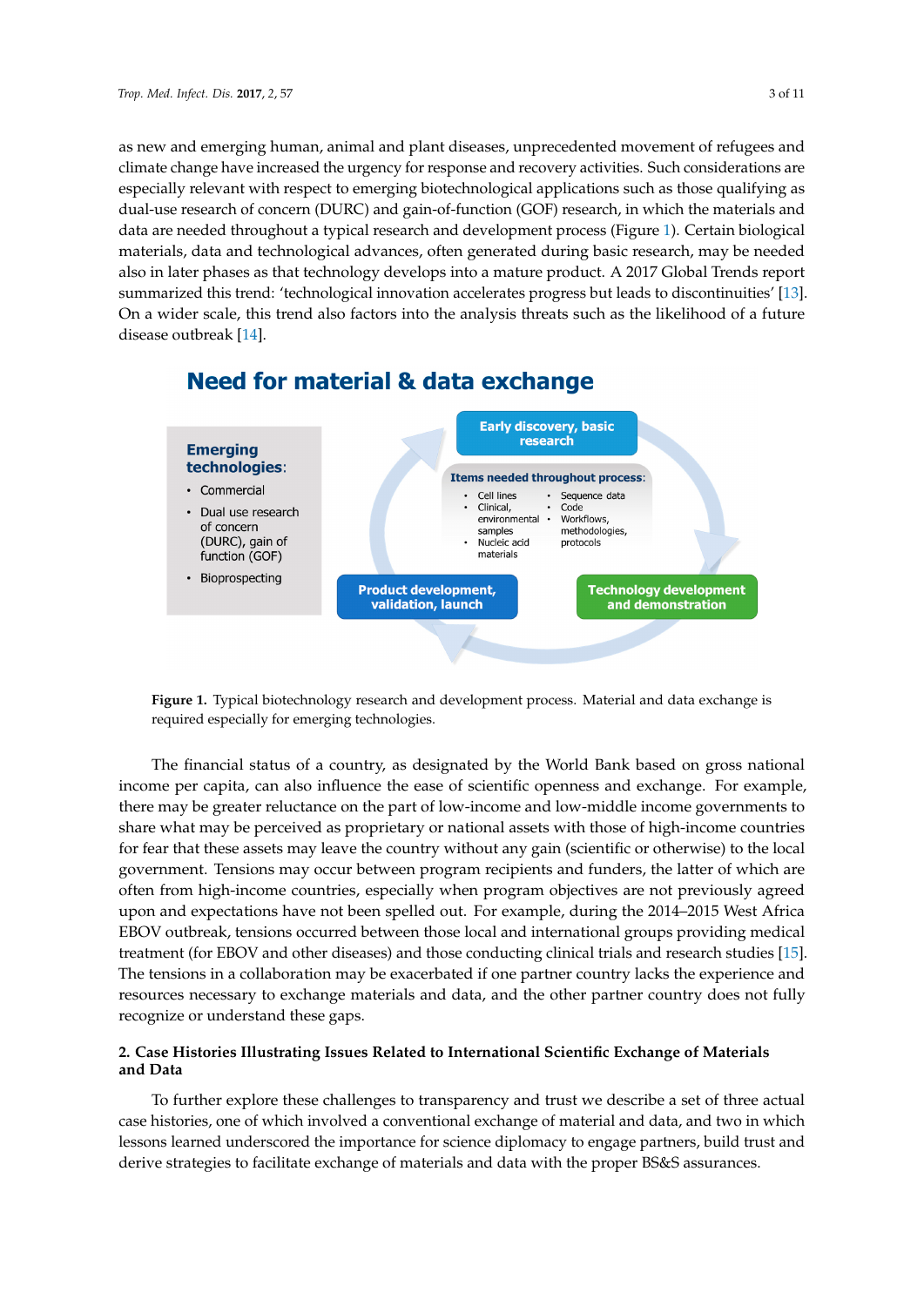as new and emerging human, animal and plant diseases, unprecedented movement of refugees and climate change have increased the urgency for response and recovery activities. Such considerations are especially relevant with respect to emerging biotechnological applications such as those qualifying as dual-use research of concern (DURC) and gain-of-function (GOF) research, in which the materials and data are needed throughout a typical research and development process (Figure 1). Certain biological materials, data and technological advances, often generated during basic research, may be needed also in later phases as that technology develops into a mature product. A 2017 Global Trends report summarized this trend: 'technological innovation accelerates progress but leads to discontinuities' [13]. On a wider scale, this trend also factors into the analysis threats such as the likelihood of a future disease outbreak [14].

**Need for material & data exchange**

**Emerging technologies:**
- Commercial
- Dual use research of concern (DURC), gain of function (GOF)
- Bioprospecting

**Early discovery, basic research**

**Items needed throughout process:**
- Cell lines
- Clinical, environmental samples
- Nucleic acid materials
- Sequence data
- Code
- Workflows, methodologies, protocols

**Product development, validation, launch**

**Technology development and demonstration**

**Figure 1.** Typical biotechnology research and development process. Material and data exchange is required especially for emerging technologies.

The financial status of a country, as designated by the World Bank based on gross national income per capita, can also influence the ease of scientific openness and exchange. For example, there may be greater reluctance on the part of low-income and low-middle income governments to share what may be perceived as proprietary or national assets with those of high-income countries for fear that these assets may leave the country without any gain (scientific or otherwise) to the local government. Tensions may occur between program recipients and funders, the latter of which are often from high-income countries, especially when program objectives are not previously agreed upon and expectations have not been spelled out. For example, during the 2014–2015 West Africa EBOV outbreak, tensions occurred between those local and international groups providing medical treatment (for EBOV and other diseases) and those conducting clinical trials and research studies [15]. The tensions in a collaboration may be exacerbated if one partner country lacks the experience and resources necessary to exchange materials and data, and the other partner country does not fully recognize or understand these gaps.

## 2. Case Histories Illustrating Issues Related to International Scientific Exchange of Materials and Data

To further explore these challenges to transparency and trust we describe a set of three actual case histories, one of which involved a conventional exchange of material and data, and two in which lessons learned underscored the importance for science diplomacy to engage partners, build trust and derive strategies to facilitate exchange of materials and data with the proper BS&S assurances.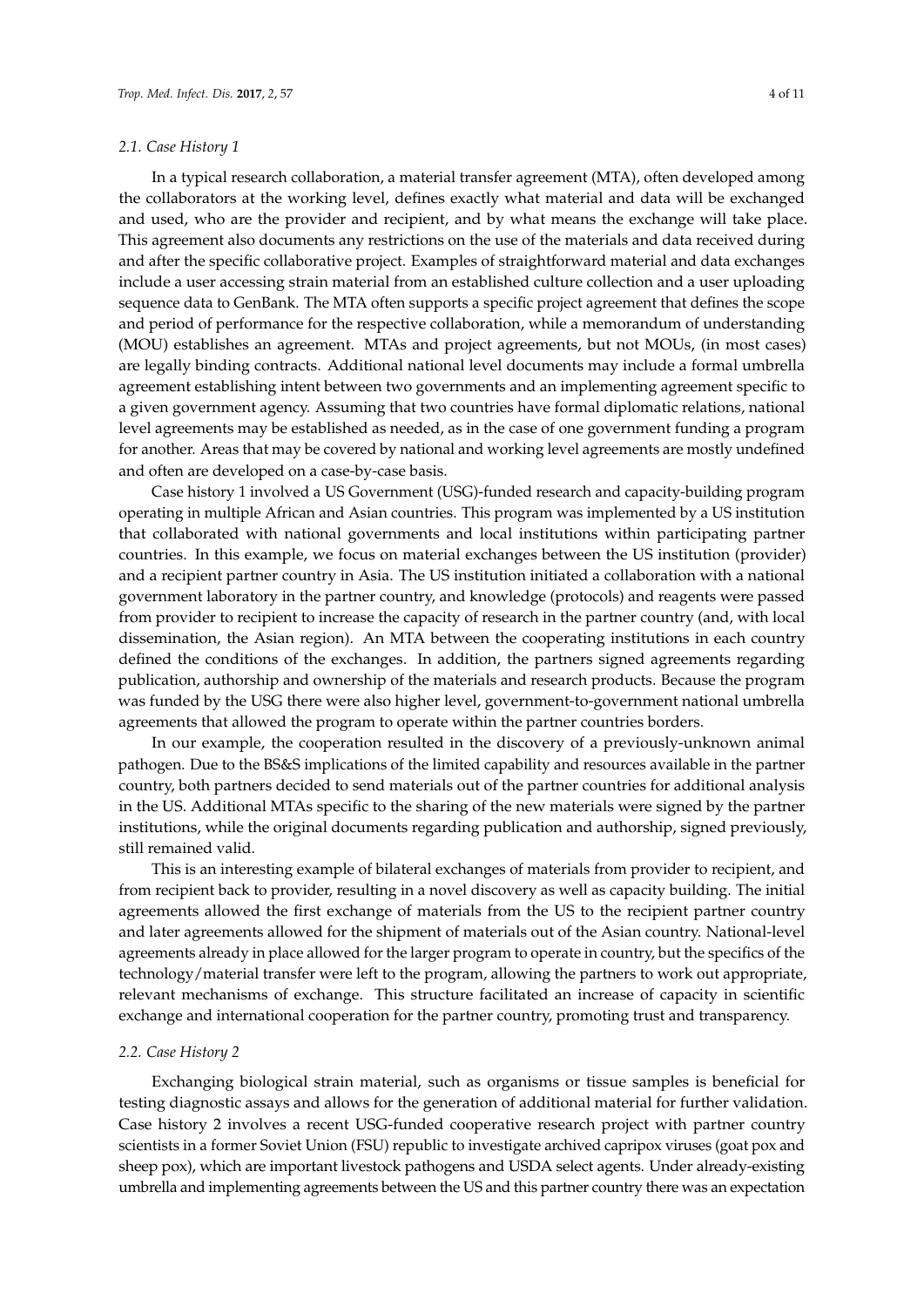### 2.1. Case History 1

In a typical research collaboration, a material transfer agreement (MTA), often developed among the collaborators at the working level, defines exactly what material and data will be exchanged and used, who are the provider and recipient, and by what means the exchange will take place. This agreement also documents any restrictions on the use of the materials and data received during and after the specific collaborative project. Examples of straightforward material and data exchanges include a user accessing strain material from an established culture collection and a user uploading sequence data to GenBank. The MTA often supports a specific project agreement that defines the scope and period of performance for the respective collaboration, while a memorandum of understanding (MOU) establishes an agreement. MTAs and project agreements, but not MOUs, (in most cases) are legally binding contracts. Additional national level documents may include a formal umbrella agreement establishing intent between two governments and an implementing agreement specific to a given government agency. Assuming that two countries have formal diplomatic relations, national level agreements may be established as needed, as in the case of one government funding a program for another. Areas that may be covered by national and working level agreements are mostly undefined and often are developed on a case-by-case basis.

Case history 1 involved a US Government (USG)-funded research and capacity-building program operating in multiple African and Asian countries. This program was implemented by a US institution that collaborated with national governments and local institutions within participating partner countries. In this example, we focus on material exchanges between the US institution (provider) and a recipient partner country in Asia. The US institution initiated a collaboration with a national government laboratory in the partner country, and knowledge (protocols) and reagents were passed from provider to recipient to increase the capacity of research in the partner country (and, with local dissemination, the Asian region). An MTA between the cooperating institutions in each country defined the conditions of the exchanges. In addition, the partners signed agreements regarding publication, authorship and ownership of the materials and research products. Because the program was funded by the USG there were also higher level, government-to-government national umbrella agreements that allowed the program to operate within the partner countries borders.

In our example, the cooperation resulted in the discovery of a previously-unknown animal pathogen. Due to the BS&S implications of the limited capability and resources available in the partner country, both partners decided to send materials out of the partner countries for additional analysis in the US. Additional MTAs specific to the sharing of the new materials were signed by the partner institutions, while the original documents regarding publication and authorship, signed previously, still remained valid.

This is an interesting example of bilateral exchanges of materials from provider to recipient, and from recipient back to provider, resulting in a novel discovery as well as capacity building. The initial agreements allowed the first exchange of materials from the US to the recipient partner country and later agreements allowed for the shipment of materials out of the Asian country. National-level agreements already in place allowed for the larger program to operate in country, but the specifics of the technology/material transfer were left to the program, allowing the partners to work out appropriate, relevant mechanisms of exchange. This structure facilitated an increase of capacity in scientific exchange and international cooperation for the partner country, promoting trust and transparency.

### 2.2. Case History 2

Exchanging biological strain material, such as organisms or tissue samples is beneficial for testing diagnostic assays and allows for the generation of additional material for further validation. Case history 2 involves a recent USG-funded cooperative research project with partner country scientists in a former Soviet Union (FSU) republic to investigate archived capripox viruses (goat pox and sheep pox), which are important livestock pathogens and USDA select agents. Under already-existing umbrella and implementing agreements between the US and this partner country there was an expectation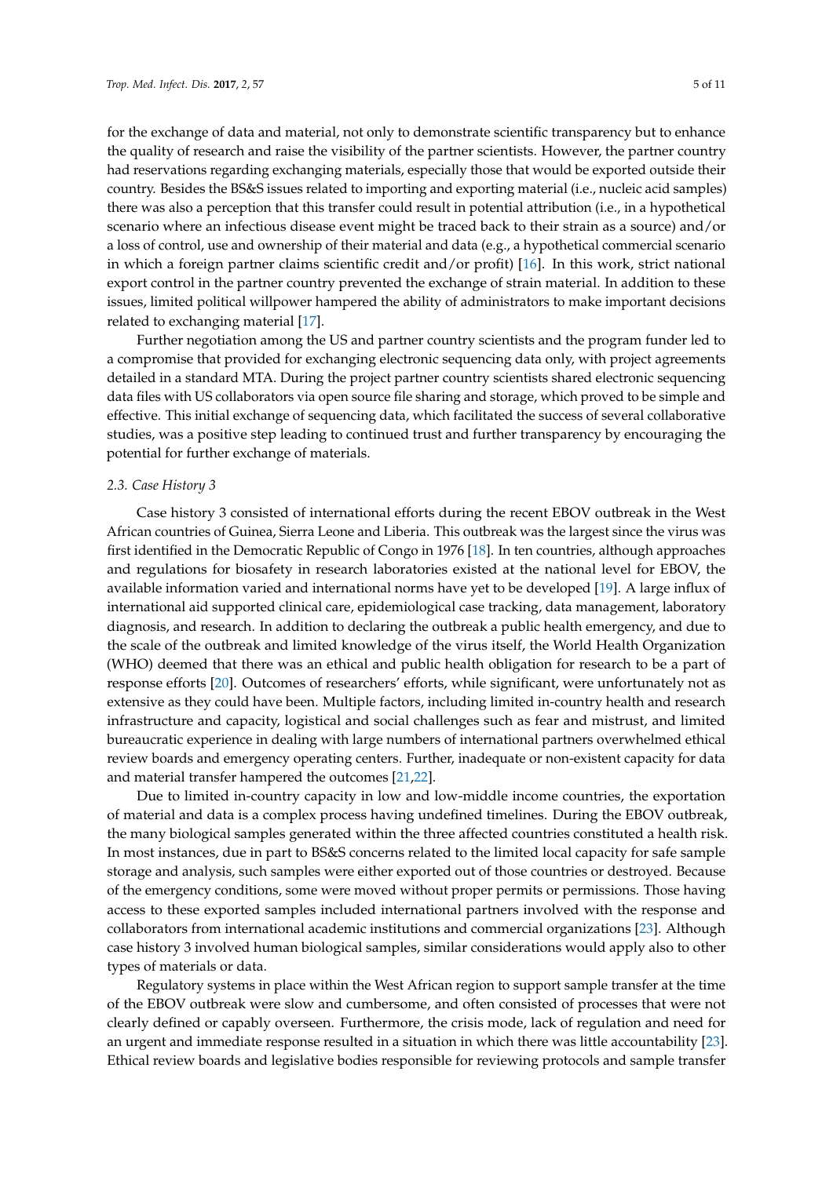for the exchange of data and material, not only to demonstrate scientific transparency but to enhance the quality of research and raise the visibility of the partner scientists. However, the partner country had reservations regarding exchanging materials, especially those that would be exported outside their country. Besides the BS&S issues related to importing and exporting material (i.e., nucleic acid samples) there was also a perception that this transfer could result in potential attribution (i.e., in a hypothetical scenario where an infectious disease event might be traced back to their strain as a source) and/or a loss of control, use and ownership of their material and data (e.g., a hypothetical commercial scenario in which a foreign partner claims scientific credit and/or profit) [16]. In this work, strict national export control in the partner country prevented the exchange of strain material. In addition to these issues, limited political willpower hampered the ability of administrators to make important decisions related to exchanging material [17].

Further negotiation among the US and partner country scientists and the program funder led to a compromise that provided for exchanging electronic sequencing data only, with project agreements detailed in a standard MTA. During the project partner country scientists shared electronic sequencing data files with US collaborators via open source file sharing and storage, which proved to be simple and effective. This initial exchange of sequencing data, which facilitated the success of several collaborative studies, was a positive step leading to continued trust and further transparency by encouraging the potential for further exchange of materials.

### *2.3. Case History 3*

Case history 3 consisted of international efforts during the recent EBOV outbreak in the West African countries of Guinea, Sierra Leone and Liberia. This outbreak was the largest since the virus was first identified in the Democratic Republic of Congo in 1976 [18]. In ten countries, although approaches and regulations for biosafety in research laboratories existed at the national level for EBOV, the available information varied and international norms have yet to be developed [19]. A large influx of international aid supported clinical care, epidemiological case tracking, data management, laboratory diagnosis, and research. In addition to declaring the outbreak a public health emergency, and due to the scale of the outbreak and limited knowledge of the virus itself, the World Health Organization (WHO) deemed that there was an ethical and public health obligation for research to be a part of response efforts [20]. Outcomes of researchers' efforts, while significant, were unfortunately not as extensive as they could have been. Multiple factors, including limited in-country health and research infrastructure and capacity, logistical and social challenges such as fear and mistrust, and limited bureaucratic experience in dealing with large numbers of international partners overwhelmed ethical review boards and emergency operating centers. Further, inadequate or non-existent capacity for data and material transfer hampered the outcomes [21,22].

Due to limited in-country capacity in low and low-middle income countries, the exportation of material and data is a complex process having undefined timelines. During the EBOV outbreak, the many biological samples generated within the three affected countries constituted a health risk. In most instances, due in part to BS&S concerns related to the limited local capacity for safe sample storage and analysis, such samples were either exported out of those countries or destroyed. Because of the emergency conditions, some were moved without proper permits or permissions. Those having access to these exported samples included international partners involved with the response and collaborators from international academic institutions and commercial organizations [23]. Although case history 3 involved human biological samples, similar considerations would apply also to other types of materials or data.

Regulatory systems in place within the West African region to support sample transfer at the time of the EBOV outbreak were slow and cumbersome, and often consisted of processes that were not clearly defined or capably overseen. Furthermore, the crisis mode, lack of regulation and need for an urgent and immediate response resulted in a situation in which there was little accountability [23]. Ethical review boards and legislative bodies responsible for reviewing protocols and sample transfer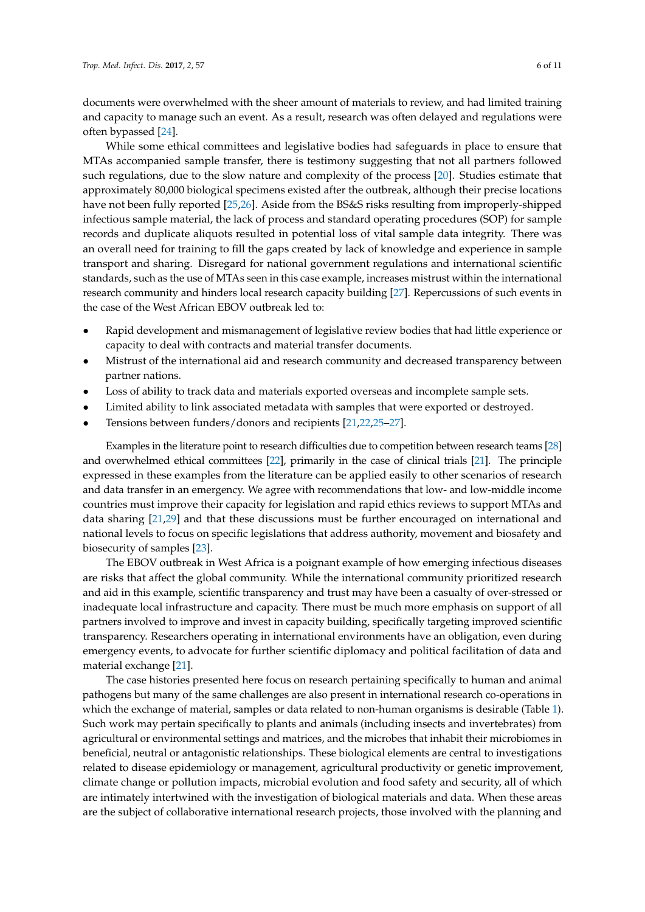documents were overwhelmed with the sheer amount of materials to review, and had limited training and capacity to manage such an event. As a result, research was often delayed and regulations were often bypassed [24].

While some ethical committees and legislative bodies had safeguards in place to ensure that MTAs accompanied sample transfer, there is testimony suggesting that not all partners followed such regulations, due to the slow nature and complexity of the process [20]. Studies estimate that approximately 80,000 biological specimens existed after the outbreak, although their precise locations have not been fully reported [25,26]. Aside from the BS&S risks resulting from improperly-shipped infectious sample material, the lack of process and standard operating procedures (SOP) for sample records and duplicate aliquots resulted in potential loss of vital sample data integrity. There was an overall need for training to fill the gaps created by lack of knowledge and experience in sample transport and sharing. Disregard for national government regulations and international scientific standards, such as the use of MTAs seen in this case example, increases mistrust within the international research community and hinders local research capacity building [27]. Repercussions of such events in the case of the West African EBOV outbreak led to:

- Rapid development and mismanagement of legislative review bodies that had little experience or capacity to deal with contracts and material transfer documents.
- Mistrust of the international aid and research community and decreased transparency between partner nations.
- Loss of ability to track data and materials exported overseas and incomplete sample sets.
- Limited ability to link associated metadata with samples that were exported or destroyed.
- Tensions between funders/donors and recipients [21,22,25–27].

Examples in the literature point to research difficulties due to competition between research teams [28] and overwhelmed ethical committees [22], primarily in the case of clinical trials [21]. The principle expressed in these examples from the literature can be applied easily to other scenarios of research and data transfer in an emergency. We agree with recommendations that low- and low-middle income countries must improve their capacity for legislation and rapid ethics reviews to support MTAs and data sharing [21,29] and that these discussions must be further encouraged on international and national levels to focus on specific legislations that address authority, movement and biosafety and biosecurity of samples [23].

The EBOV outbreak in West Africa is a poignant example of how emerging infectious diseases are risks that affect the global community. While the international community prioritized research and aid in this example, scientific transparency and trust may have been a casualty of over-stressed or inadequate local infrastructure and capacity. There must be much more emphasis on support of all partners involved to improve and invest in capacity building, specifically targeting improved scientific transparency. Researchers operating in international environments have an obligation, even during emergency events, to advocate for further scientific diplomacy and political facilitation of data and material exchange [21].

The case histories presented here focus on research pertaining specifically to human and animal pathogens but many of the same challenges are also present in international research co-operations in which the exchange of material, samples or data related to non-human organisms is desirable (Table 1). Such work may pertain specifically to plants and animals (including insects and invertebrates) from agricultural or environmental settings and matrices, and the microbes that inhabit their microbiomes in beneficial, neutral or antagonistic relationships. These biological elements are central to investigations related to disease epidemiology or management, agricultural productivity or genetic improvement, climate change or pollution impacts, microbial evolution and food safety and security, all of which are intimately intertwined with the investigation of biological materials and data. When these areas are the subject of collaborative international research projects, those involved with the planning and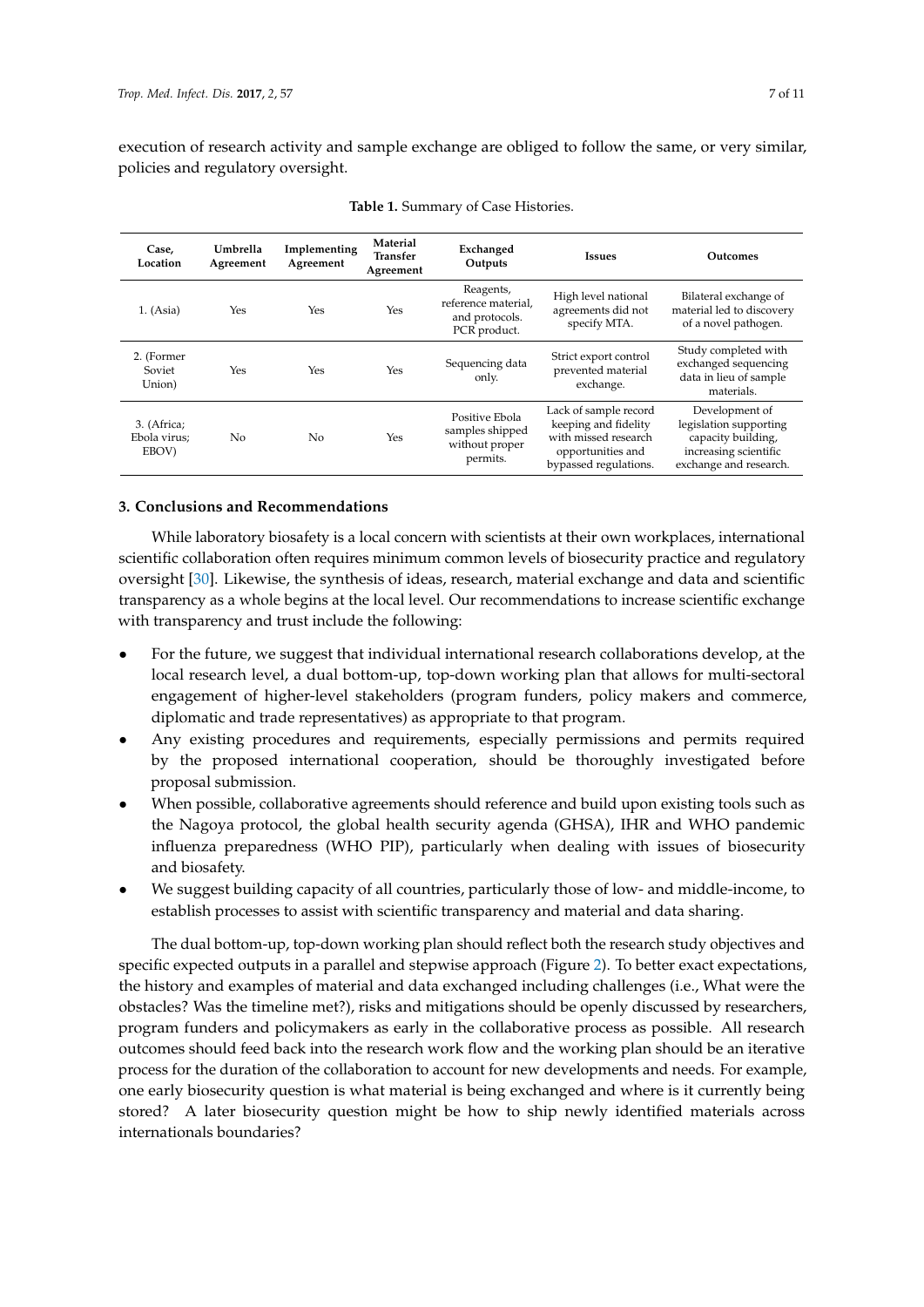execution of research activity and sample exchange are obliged to follow the same, or very similar, policies and regulatory oversight.

**Table 1.** Summary of Case Histories.

| Case, Location | Umbrella Agreement | Implementing Agreement | Material Transfer Agreement | Exchanged Outputs | Issues | Outcomes |
|---|---|---|---|---|---|---|
| 1. (Asia) | Yes | Yes | Yes | Reagents, reference material, and protocols. PCR product. | High level national agreements did not specify MTA. | Bilateral exchange of material led to discovery of a novel pathogen. |
| 2. (Former Soviet Union) | Yes | Yes | Yes | Sequencing data only. | Strict export control prevented material exchange. | Study completed with exchanged sequencing data in lieu of sample materials. |
| 3. (Africa; Ebola virus; EBOV) | No | No | Yes | Positive Ebola samples shipped without proper permits. | Lack of sample record keeping and fidelity with missed research opportunities and bypassed regulations. | Development of legislation supporting capacity building, increasing scientific exchange and research. |

## 3. Conclusions and Recommendations

While laboratory biosafety is a local concern with scientists at their own workplaces, international scientific collaboration often requires minimum common levels of biosecurity practice and regulatory oversight [30]. Likewise, the synthesis of ideas, research, material exchange and data and scientific transparency as a whole begins at the local level. Our recommendations to increase scientific exchange with transparency and trust include the following:

- For the future, we suggest that individual international research collaborations develop, at the local research level, a dual bottom-up, top-down working plan that allows for multi-sectoral engagement of higher-level stakeholders (program funders, policy makers and commerce, diplomatic and trade representatives) as appropriate to that program.
- Any existing procedures and requirements, especially permissions and permits required by the proposed international cooperation, should be thoroughly investigated before proposal submission.
- When possible, collaborative agreements should reference and build upon existing tools such as the Nagoya protocol, the global health security agenda (GHSA), IHR and WHO pandemic influenza preparedness (WHO PIP), particularly when dealing with issues of biosecurity and biosafety.
- We suggest building capacity of all countries, particularly those of low- and middle-income, to establish processes to assist with scientific transparency and material and data sharing.

The dual bottom-up, top-down working plan should reflect both the research study objectives and specific expected outputs in a parallel and stepwise approach (Figure 2). To better exact expectations, the history and examples of material and data exchanged including challenges (i.e., What were the obstacles? Was the timeline met?), risks and mitigations should be openly discussed by researchers, program funders and policymakers as early in the collaborative process as possible. All research outcomes should feed back into the research work flow and the working plan should be an iterative process for the duration of the collaboration to account for new developments and needs. For example, one early biosecurity question is what material is being exchanged and where is it currently being stored? A later biosecurity question might be how to ship newly identified materials across internationals boundaries?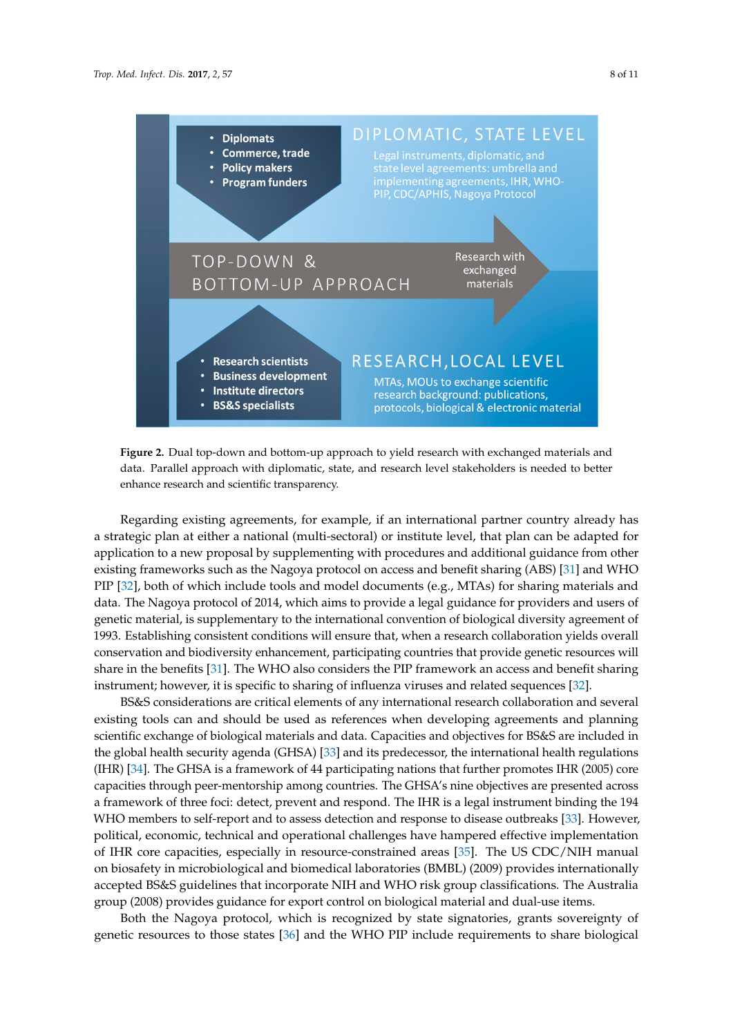**Figure 2.** Dual top-down and bottom-up approach to yield research with exchanged materials and data. Parallel approach with diplomatic, state, and research level stakeholders is needed to better enhance research and scientific transparency.

Regarding existing agreements, for example, if an international partner country already has a strategic plan at either a national (multi-sectoral) or institute level, that plan can be adapted for application to a new proposal by supplementing with procedures and additional guidance from other existing frameworks such as the Nagoya protocol on access and benefit sharing (ABS) [31] and WHO PIP [32], both of which include tools and model documents (e.g., MTAs) for sharing materials and data. The Nagoya protocol of 2014, which aims to provide a legal guidance for providers and users of genetic material, is supplementary to the international convention of biological diversity agreement of 1993. Establishing consistent conditions will ensure that, when a research collaboration yields overall conservation and biodiversity enhancement, participating countries that provide genetic resources will share in the benefits [31]. The WHO also considers the PIP framework an access and benefit sharing instrument; however, it is specific to sharing of influenza viruses and related sequences [32].

BS&S considerations are critical elements of any international research collaboration and several existing tools can and should be used as references when developing agreements and planning scientific exchange of biological materials and data. Capacities and objectives for BS&S are included in the global health security agenda (GHSA) [33] and its predecessor, the international health regulations (IHR) [34]. The GHSA is a framework of 44 participating nations that further promotes IHR (2005) core capacities through peer-mentorship among countries. The GHSA's nine objectives are presented across a framework of three foci: detect, prevent and respond. The IHR is a legal instrument binding the 194 WHO members to self-report and to assess detection and response to disease outbreaks [33]. However, political, economic, technical and operational challenges have hampered effective implementation of IHR core capacities, especially in resource-constrained areas [35]. The US CDC/NIH manual on biosafety in microbiological and biomedical laboratories (BMBL) (2009) provides internationally accepted BS&S guidelines that incorporate NIH and WHO risk group classifications. The Australia group (2008) provides guidance for export control on biological material and dual-use items.

Both the Nagoya protocol, which is recognized by state signatories, grants sovereignty of genetic resources to those states [36] and the WHO PIP include requirements to share biological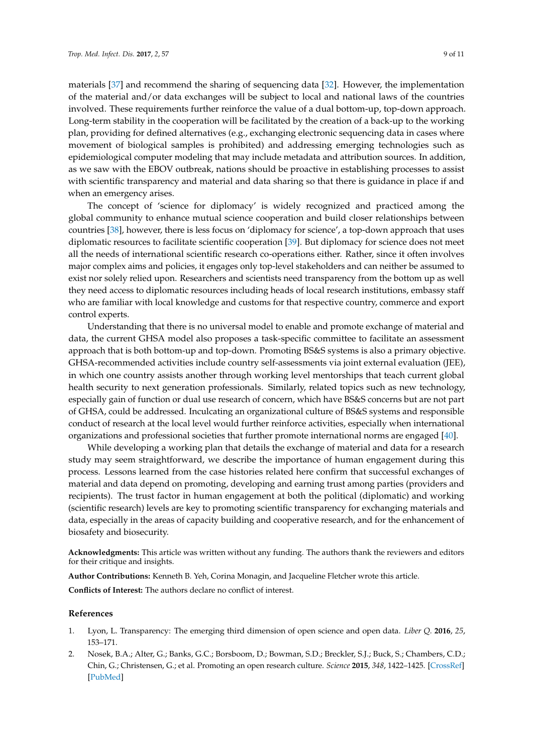materials [37] and recommend the sharing of sequencing data [32]. However, the implementation of the material and/or data exchanges will be subject to local and national laws of the countries involved. These requirements further reinforce the value of a dual bottom-up, top-down approach. Long-term stability in the cooperation will be facilitated by the creation of a back-up to the working plan, providing for defined alternatives (e.g., exchanging electronic sequencing data in cases where movement of biological samples is prohibited) and addressing emerging technologies such as epidemiological computer modeling that may include metadata and attribution sources. In addition, as we saw with the EBOV outbreak, nations should be proactive in establishing processes to assist with scientific transparency and material and data sharing so that there is guidance in place if and when an emergency arises.

The concept of 'science for diplomacy' is widely recognized and practiced among the global community to enhance mutual science cooperation and build closer relationships between countries [38], however, there is less focus on 'diplomacy for science', a top-down approach that uses diplomatic resources to facilitate scientific cooperation [39]. But diplomacy for science does not meet all the needs of international scientific research co-operations either. Rather, since it often involves major complex aims and policies, it engages only top-level stakeholders and can neither be assumed to exist nor solely relied upon. Researchers and scientists need transparency from the bottom up as well they need access to diplomatic resources including heads of local research institutions, embassy staff who are familiar with local knowledge and customs for that respective country, commerce and export control experts.

Understanding that there is no universal model to enable and promote exchange of material and data, the current GHSA model also proposes a task-specific committee to facilitate an assessment approach that is both bottom-up and top-down. Promoting BS&S systems is also a primary objective. GHSA-recommended activities include country self-assessments via joint external evaluation (JEE), in which one country assists another through working level mentorships that teach current global health security to next generation professionals. Similarly, related topics such as new technology, especially gain of function or dual use research of concern, which have BS&S concerns but are not part of GHSA, could be addressed. Inculcating an organizational culture of BS&S systems and responsible conduct of research at the local level would further reinforce activities, especially when international organizations and professional societies that further promote international norms are engaged [40].

While developing a working plan that details the exchange of material and data for a research study may seem straightforward, we describe the importance of human engagement during this process. Lessons learned from the case histories related here confirm that successful exchanges of material and data depend on promoting, developing and earning trust among parties (providers and recipients). The trust factor in human engagement at both the political (diplomatic) and working (scientific research) levels are key to promoting scientific transparency for exchanging materials and data, especially in the areas of capacity building and cooperative research, and for the enhancement of biosafety and biosecurity.

**Acknowledgments:** This article was written without any funding. The authors thank the reviewers and editors for their critique and insights.

**Author Contributions:** Kenneth B. Yeh, Corina Monagin, and Jacqueline Fletcher wrote this article.

**Conflicts of Interest:** The authors declare no conflict of interest.

## References

1. Lyon, L. Transparency: The emerging third dimension of open science and open data. *Liber Q.* **2016**, *25*, 153–171.
2. Nosek, B.A.; Alter, G.; Banks, G.C.; Borsboom, D.; Bowman, S.D.; Breckler, S.J.; Buck, S.; Chambers, C.D.; Chin, G.; Christensen, G.; et al. Promoting an open research culture. *Science* **2015**, *348*, 1422–1425. [CrossRef] [PubMed]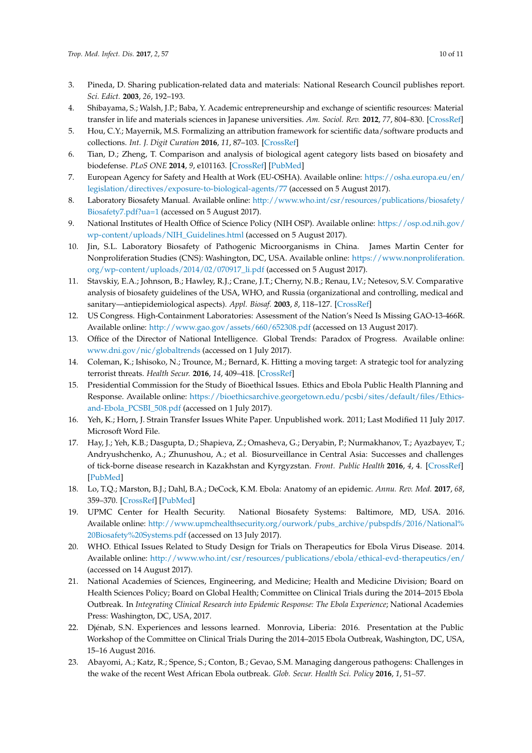3. Pineda, D. Sharing publication-related data and materials: National Research Council publishes report. *Sci. Edict.* **2003**, *26*, 192–193.
4. Shibayama, S.; Walsh, J.P.; Baba, Y. Academic entrepreneurship and exchange of scientific resources: Material transfer in life and materials sciences in Japanese universities. *Am. Sociol. Rev.* **2012**, *77*, 804–830. [CrossRef]
5. Hou, C.Y.; Mayernik, M.S. Formalizing an attribution framework for scientific data/software products and collections. *Int. J. Digit Curation* **2016**, *11*, 87–103. [CrossRef]
6. Tian, D.; Zheng, T. Comparison and analysis of biological agent category lists based on biosafety and biodefense. *PLoS ONE* **2014**, *9*, e101163. [CrossRef] [PubMed]
7. European Agency for Safety and Health at Work (EU-OSHA). Available online: https://osha.europa.eu/en/legislation/directives/exposure-to-biological-agents/77 (accessed on 5 August 2017).
8. Laboratory Biosafety Manual. Available online: http://www.who.int/csr/resources/publications/biosafety/Biosafety7.pdf?ua=1 (accessed on 5 August 2017).
9. National Institutes of Health Office of Science Policy (NIH OSP). Available online: https://osp.od.nih.gov/wp-content/uploads/NIH_Guidelines.html (accessed on 5 August 2017).
10. Jin, S.L. Laboratory Biosafety of Pathogenic Microorganisms in China. James Martin Center for Nonproliferation Studies (CNS): Washington, DC, USA. Available online: https://www.nonproliferation.org/wp-content/uploads/2014/02/070917_li.pdf (accessed on 5 August 2017).
11. Stavskiy, E.A.; Johnson, B.; Hawley, R.J.; Crane, J.T.; Cherny, N.B.; Renau, I.V.; Netesov, S.V. Comparative analysis of biosafety guidelines of the USA, WHO, and Russia (organizational and controlling, medical and sanitary—antiepidemiological aspects). *Appl. Biosaf.* **2003**, *8*, 118–127. [CrossRef]
12. US Congress. High-Containment Laboratories: Assessment of the Nation's Need Is Missing GAO-13-466R. Available online: http://www.gao.gov/assets/660/652308.pdf (accessed on 13 August 2017).
13. Office of the Director of National Intelligence. Global Trends: Paradox of Progress. Available online: www.dni.gov/nic/globaltrends (accessed on 1 July 2017).
14. Coleman, K.; Ishisoko, N.; Trounce, M.; Bernard, K. Hitting a moving target: A strategic tool for analyzing terrorist threats. *Health Secur.* **2016**, *14*, 409–418. [CrossRef]
15. Presidential Commission for the Study of Bioethical Issues. Ethics and Ebola Public Health Planning and Response. Available online: https://bioethicsarchive.georgetown.edu/pcsbi/sites/default/files/Ethics-and-Ebola_PCSBI_508.pdf (accessed on 1 July 2017).
16. Yeh, K.; Horn, J. Strain Transfer Issues White Paper. Unpublished work. 2011; Last Modified 11 July 2017. Microsoft Word File.
17. Hay, J.; Yeh, K.B.; Dasgupta, D.; Shapieva, Z.; Omasheva, G.; Deryabin, P.; Nurmakhanov, T.; Ayazbayev, T.; Andryushchenko, A.; Zhunushou, A.; et al. Biosurveillance in Central Asia: Successes and challenges of tick-borne disease research in Kazakhstan and Kyrgyzstan. *Front. Public Health* **2016**, *4*, 4. [CrossRef] [PubMed]
18. Lo, T.Q.; Marston, B.J.; Dahl, B.A.; DeCock, K.M. Ebola: Anatomy of an epidemic. *Annu. Rev. Med.* **2017**, *68*, 359–370. [CrossRef] [PubMed]
19. UPMC Center for Health Security. National Biosafety Systems: Baltimore, MD, USA. 2016. Available online: http://www.upmchealthsecurity.org/ourwork/pubs_archive/pubspdfs/2016/National%20Biosafety%20Systems.pdf (accessed on 13 July 2017).
20. WHO. Ethical Issues Related to Study Design for Trials on Therapeutics for Ebola Virus Disease. 2014. Available online: http://www.who.int/csr/resources/publications/ebola/ethical-evd-therapeutics/en/ (accessed on 14 August 2017).
21. National Academies of Sciences, Engineering, and Medicine; Health and Medicine Division; Board on Health Sciences Policy; Board on Global Health; Committee on Clinical Trials during the 2014–2015 Ebola Outbreak. In *Integrating Clinical Research into Epidemic Response: The Ebola Experience*; National Academies Press: Washington, DC, USA, 2017.
22. Djénab, S.N. Experiences and lessons learned. Monrovia, Liberia: 2016. Presentation at the Public Workshop of the Committee on Clinical Trials During the 2014–2015 Ebola Outbreak, Washington, DC, USA, 15–16 August 2016.
23. Abayomi, A.; Katz, R.; Spence, S.; Conton, B.; Gevao, S.M. Managing dangerous pathogens: Challenges in the wake of the recent West African Ebola outbreak. *Glob. Secur. Health Sci. Policy* **2016**, *1*, 51–57.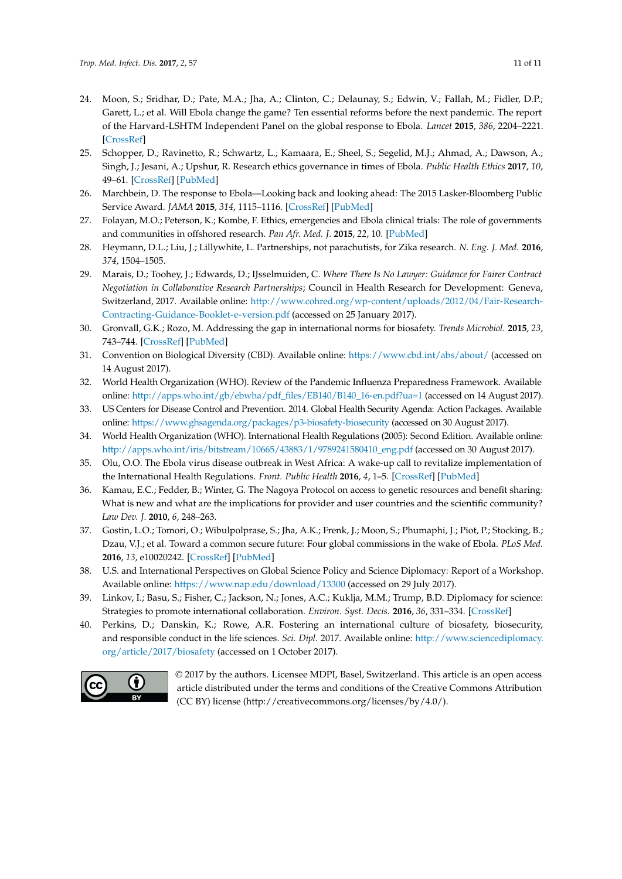24. Moon, S.; Sridhar, D.; Pate, M.A.; Jha, A.; Clinton, C.; Delaunay, S.; Edwin, V.; Fallah, M.; Fidler, D.P.; Garett, L.; et al. Will Ebola change the game? Ten essential reforms before the next pandemic. The report of the Harvard-LSHTM Independent Panel on the global response to Ebola. *Lancet* **2015**, *386*, 2204–2221. [CrossRef]
25. Schopper, D.; Ravinetto, R.; Schwartz, L.; Kamaara, E.; Sheel, S.; Segelid, M.J.; Ahmad, A.; Dawson, A.; Singh, J.; Jesani, A.; Upshur, R. Research ethics governance in times of Ebola. *Public Health Ethics* **2017**, *10*, 49–61. [CrossRef] [PubMed]
26. Marchbein, D. The response to Ebola—Looking back and looking ahead: The 2015 Lasker-Bloomberg Public Service Award. *JAMA* **2015**, *314*, 1115–1116. [CrossRef] [PubMed]
27. Folayan, M.O.; Peterson, K.; Kombe, F. Ethics, emergencies and Ebola clinical trials: The role of governments and communities in offshored research. *Pan Afr. Med. J.* **2015**, *22*, 10. [PubMed]
28. Heymann, D.L.; Liu, J.; Lillywhite, L. Partnerships, not parachutists, for Zika research. *N. Eng. J. Med.* **2016**, *374*, 1504–1505.
29. Marais, D.; Toohey, J.; Edwards, D.; IJsselmuiden, C. *Where There Is No Lawyer: Guidance for Fairer Contract Negotiation in Collaborative Research Partnerships*; Council in Health Research for Development: Geneva, Switzerland, 2017. Available online: http://www.cohred.org/wp-content/uploads/2012/04/Fair-Research-Contracting-Guidance-Booklet-e-version.pdf (accessed on 25 January 2017).
30. Gronvall, G.K.; Rozo, M. Addressing the gap in international norms for biosafety. *Trends Microbiol.* **2015**, *23*, 743–744. [CrossRef] [PubMed]
31. Convention on Biological Diversity (CBD). Available online: https://www.cbd.int/abs/about/ (accessed on 14 August 2017).
32. World Health Organization (WHO). Review of the Pandemic Influenza Preparedness Framework. Available online: http://apps.who.int/gb/ebwha/pdf_files/EB140/B140_16-en.pdf?ua=1 (accessed on 14 August 2017).
33. US Centers for Disease Control and Prevention. 2014. Global Health Security Agenda: Action Packages. Available online: https://www.ghsagenda.org/packages/p3-biosafety-biosecurity (accessed on 30 August 2017).
34. World Health Organization (WHO). International Health Regulations (2005): Second Edition. Available online: http://apps.who.int/iris/bitstream/10665/43883/1/9789241580410_eng.pdf (accessed on 30 August 2017).
35. Olu, O.O. The Ebola virus disease outbreak in West Africa: A wake-up call to revitalize implementation of the International Health Regulations. *Front. Public Health* **2016**, *4*, 1–5. [CrossRef] [PubMed]
36. Kamau, E.C.; Fedder, B.; Winter, G. The Nagoya Protocol on access to genetic resources and benefit sharing: What is new and what are the implications for provider and user countries and the scientific community? *Law Dev. J.* **2010**, *6*, 248–263.
37. Gostin, L.O.; Tomori, O.; Wibulpolprase, S.; Jha, A.K.; Frenk, J.; Moon, S.; Phumaphi, J.; Piot, P.; Stocking, B.; Dzau, V.J.; et al. Toward a common secure future: Four global commissions in the wake of Ebola. *PLoS Med.* **2016**, *13*, e10020242. [CrossRef] [PubMed]
38. U.S. and International Perspectives on Global Science Policy and Science Diplomacy: Report of a Workshop. Available online: https://www.nap.edu/download/13300 (accessed on 29 July 2017).
39. Linkov, I.; Basu, S.; Fisher, C.; Jackson, N.; Jones, A.C.; Kuklja, M.M.; Trump, B.D. Diplomacy for science: Strategies to promote international collaboration. *Environ. Syst. Decis.* **2016**, *36*, 331–334. [CrossRef]
40. Perkins, D.; Danskin, K.; Rowe, A.R. Fostering an international culture of biosafety, biosecurity, and responsible conduct in the life sciences. *Sci. Dipl.* 2017. Available online: http://www.sciencediplomacy.org/article/2017/biosafety (accessed on 1 October 2017).

© 2017 by the authors. Licensee MDPI, Basel, Switzerland. This article is an open access article distributed under the terms and conditions of the Creative Commons Attribution (CC BY) license (http://creativecommons.org/licenses/by/4.0/).